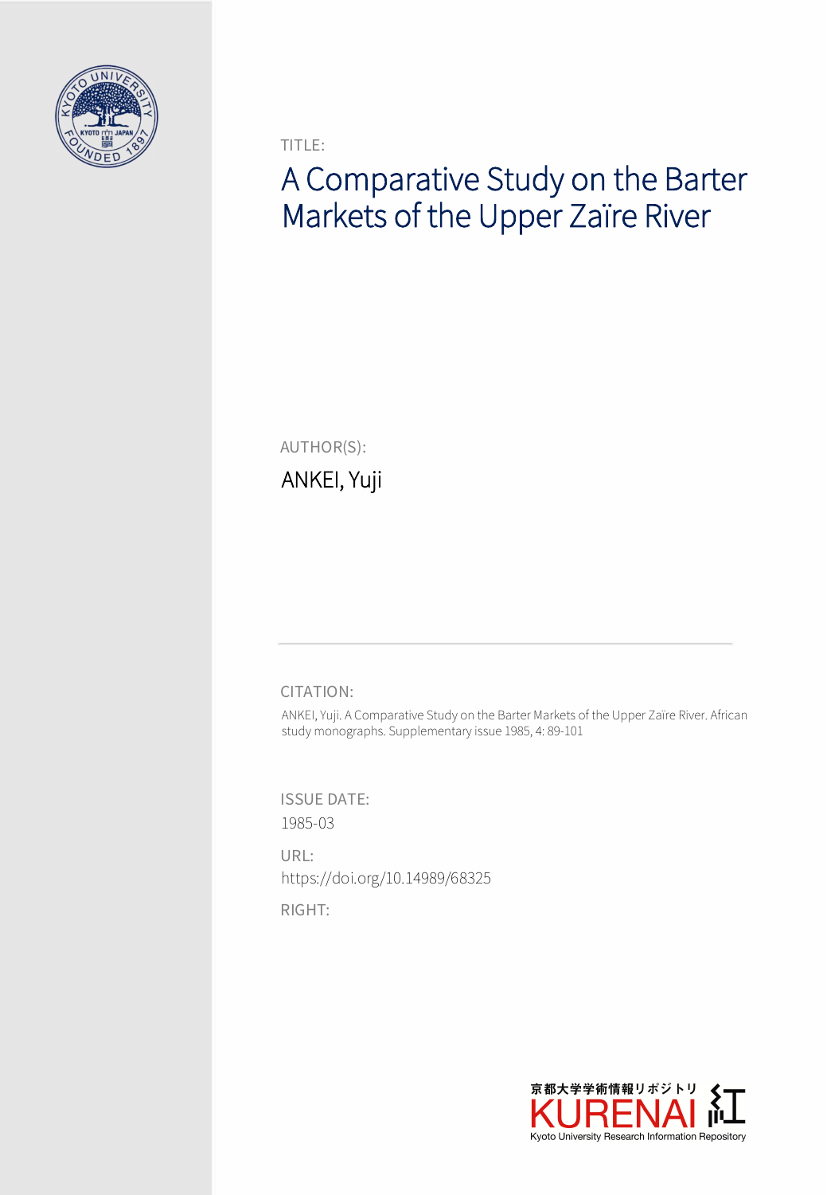TITLE:

# A Comparative Study on the Barter Markets of the Upper Zaïre River

AUTHOR(S):

ANKEI, Yuji

CITATION:

ANKEI, Yuji. A Comparative Study on the Barter Markets of the Upper Zaïre River. African study monographs. Supplementary issue 1985, 4: 89-101

ISSUE DATE:

1985-03

URL:

https://doi.org/10.14989/68325

RIGHT:

京都大学学術情報リポジトリ KURENAI 紅 Kyoto University Research Information Repository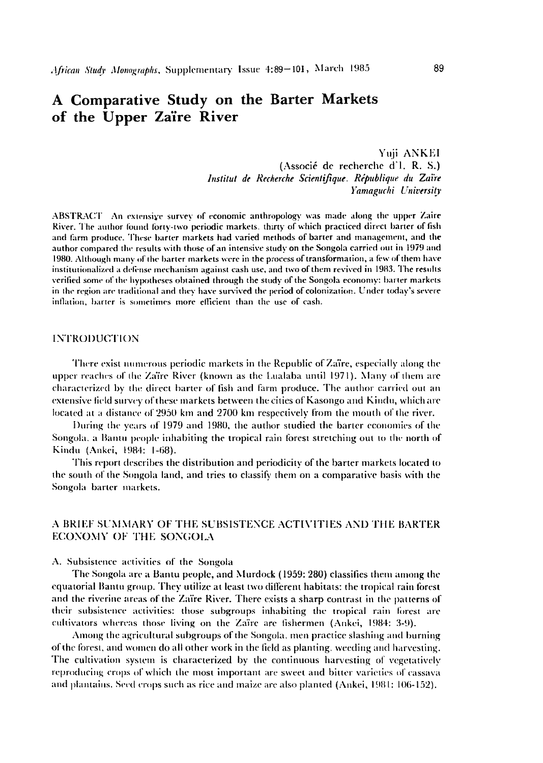# A Comparative Study on the Barter Markets of the Upper Zaïre River

Yuji ANKEI

(Associé de recherche d'I. R. S.)

*Institut de Recherche Scientifique. République du Zaïre*

*Yamaguchi University*

ABSTRACT An extensive survey of economic anthropology was made along the upper Zaire River. The author found forty-two periodic markets, thirty of which practiced direct barter of fish and farm produce. These barter markets had varied methods of barter and management, and the author compared the results with those of an intensive study on the Songola carried out in 1979 and 1980. Although many of the barter markets were in the process of transformation, a few of them have institutionalized a defense mechanism against cash use, and two of them revived in 1983. The results verified some of the hypotheses obtained through the study of the Songola economy: barter markets in the region are traditional and they have survived the period of colonization. Under today's severe inflation, barter is sometimes more efficient than the use of cash.

## INTRODUCTION

There exist numerous periodic markets in the Republic of Zaïre, especially along the upper reaches of the Zaïre River (known as the Lualaba until 1971). Many of them are characterized by the direct barter of fish and farm produce. The author carried out an extensive field survey of these markets between the cities of Kasongo and Kindu, which are located at a distance of 2950 km and 2700 km respectively from the mouth of the river.

During the years of 1979 and 1980, the author studied the barter economies of the Songola, a Bantu people inhabiting the tropical rain forest stretching out to the north of Kindu (Ankei, 1984: 1-68).

This report describes the distribution and periodicity of the barter markets located to the south of the Songola land, and tries to classify them on a comparative basis with the Songola barter markets.

## A BRIEF SUMMARY OF THE SUBSISTENCE ACTIVITIES AND THE BARTER ECONOMY OF THE SONGOLA

### A. Subsistence activities of the Songola

The Songola are a Bantu people, and Murdock (1959: 280) classifies them among the equatorial Bantu group. They utilize at least two different habitats: the tropical rain forest and the riverine areas of the Zaïre River. There exists a sharp contrast in the patterns of their subsistence activities: those subgroups inhabiting the tropical rain forest are cultivators whereas those living on the Zaïre are fishermen (Ankei, 1984: 3-9).

Among the agricultural subgroups of the Songola, men practice slashing and burning of the forest, and women do all other work in the field as planting, weeding and harvesting. The cultivation system is characterized by the continuous harvesting of vegetatively reproducing crops of which the most important are sweet and bitter varieties of cassava and plantains. Seed crops such as rice and maize are also planted (Ankei, 1981: 106-152).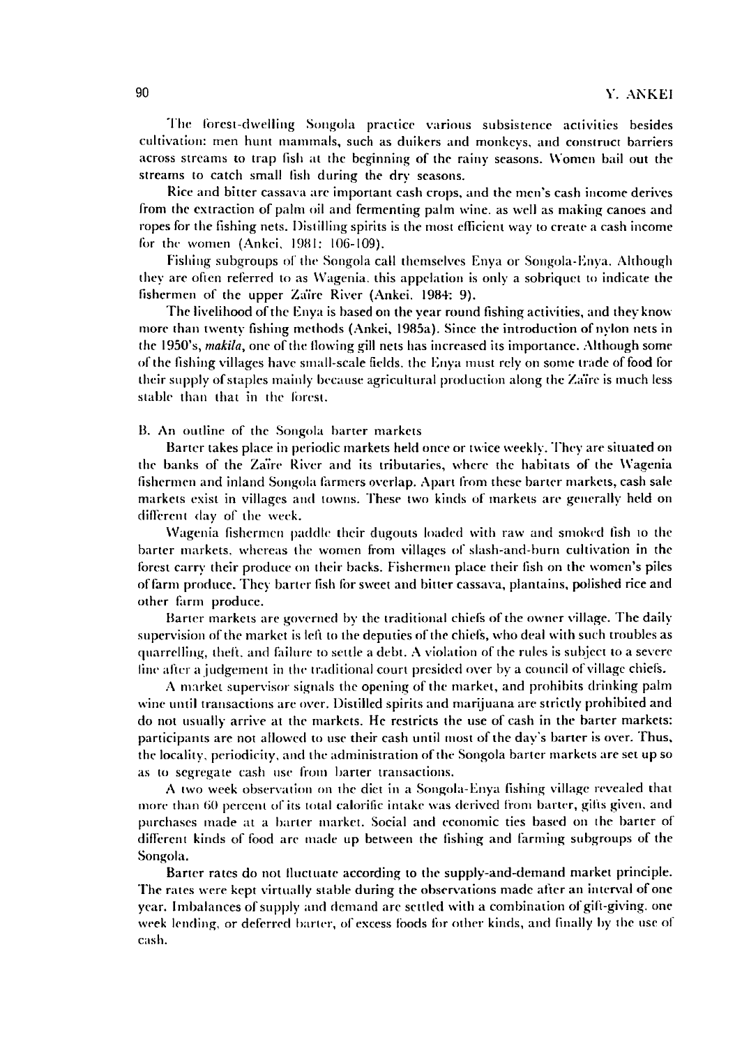The forest-dwelling Songola practice various subsistence activities besides cultivation: men hunt mammals, such as duikers and monkeys, and construct barriers across streams to trap fish at the beginning of the rainy seasons. Women bail out the streams to catch small fish during the dry seasons.

Rice and bitter cassava are important cash crops, and the men's cash income derives from the extraction of palm oil and fermenting palm wine. as well as making canoes and ropes for the fishing nets. Distilling spirits is the most efficient way to create a cash income for the women (Ankei, 1981: 106-109).

Fishing subgroups of the Songola call themselves Enya or Songola-Enya. Although they are often referred to as Wagenia. this appelation is only a sobriquet to indicate the fishermen of the upper Zaïre River (Ankei. 1984: 9).

The livelihood of the Enya is based on the year round fishing activities, and they know more than twenty fishing methods (Ankei, 1985a). Since the introduction of nylon nets in the 1950's, *makila*, one of the flowing gill nets has increased its importance. Although some of the fishing villages have small-scale fields. the Enya must rely on some trade of food for their supply of staples mainly because agricultural production along the Zaïre is much less stable than that in the forest.

B. An outline of the Songola barter markets

Barter takes place in periodic markets held once or twice weekly. They are situated on the banks of the Zaïre River and its tributaries, where the habitats of the Wagenia fishermen and inland Songola farmers overlap. Apart from these barter markets, cash sale markets exist in villages and towns. These two kinds of markets are generally held on different day of the week.

Wagenia fishermen paddle their dugouts loaded with raw and smoked fish to the barter markets, whereas the women from villages of slash-and-burn cultivation in the forest carry their produce on their backs. Fishermen place their fish on the women's piles of farm produce. They barter fish for sweet and bitter cassava, plantains, polished rice and other farm produce.

Barter markets are governed by the traditional chiefs of the owner village. The daily supervision of the market is left to the deputies of the chiefs, who deal with such troubles as quarrelling, theft, and failure to settle a debt. A violation of the rules is subject to a severe fine after a judgement in the traditional court presided over by a council of village chiefs.

A market supervisor signals the opening of the market, and prohibits drinking palm wine until transactions are over. Distilled spirits and marijuana are strictly prohibited and do not usually arrive at the markets. He restricts the use of cash in the barter markets: participants are not allowed to use their cash until most of the day's barter is over. Thus, the locality, periodicity, and the administration of the Songola barter markets are set up so as to segregate cash use from barter transactions.

A two week observation on the diet in a Songola-Enya fishing village revealed that more than 60 percent of its total calorific intake was derived from barter, gifts given, and purchases made at a barter market. Social and economic ties based on the barter of different kinds of food are made up between the fishing and farming subgroups of the Songola.

Barter rates do not fluctuate according to the supply-and-demand market principle. The rates were kept virtually stable during the observations made after an interval of one year. Imbalances of supply and demand are settled with a combination of gift-giving, one week lending, or deferred barter, of excess foods for other kinds, and finally by the use of cash.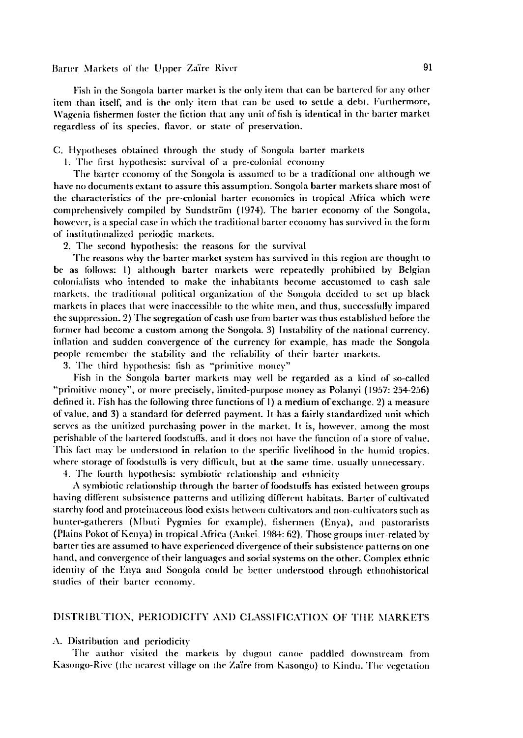Fish in the Songola barter market is the only item that can be bartered for any other item than itself, and is the only item that can be used to settle a debt. Furthermore, Wagenia fishermen foster the fiction that any unit of fish is identical in the barter market regardless of its species, flavor, or state of preservation.

C. Hypotheses obtained through the study of Songola barter markets

1. The first hypothesis: survival of a pre-colonial economy

The barter economy of the Songola is assumed to be a traditional one although we have no documents extant to assure this assumption. Songola barter markets share most of the characteristics of the pre-colonial barter economies in tropical Africa which were comprehensively compiled by Sundström (1974). The barter economy of the Songola, however, is a special case in which the traditional barter economy has survived in the form of institutionalized periodic markets.

2. The second hypothesis: the reasons for the survival

The reasons why the barter market system has survived in this region are thought to be as follows: 1) although barter markets were repeatedly prohibited by Belgian colonialists who intended to make the inhabitants become accustomed to cash sale markets, the traditional political organization of the Songola decided to set up black markets in places that were inaccessible to the white men, and thus, successfully impared the suppression. 2) The segregation of cash use from barter was thus established before the former had become a custom among the Songola. 3) Instability of the national currency, inflation and sudden convergence of the currency for example, has made the Songola people remember the stability and the reliability of their barter markets.

3. The third hypothesis: fish as "primitive money"

Fish in the Songola barter markets may well be regarded as a kind of so-called "primitive money", or more precisely, limited-purpose money as Polanyi (1957: 254-256) defined it. Fish has the following three functions of 1) a medium of exchange, 2) a measure of value, and 3) a standard for deferred payment. It has a fairly standardized unit which serves as the unitized purchasing power in the market. It is, however, among the most perishable of the bartered foodstuffs, and it does not have the function of a store of value. This fact may be understood in relation to the specific livelihood in the humid tropics, where storage of foodstuffs is very difficult, but at the same time, usually unnecessary.

4. The fourth hypothesis: symbiotic relationship and ethnicity

A symbiotic relationship through the barter of foodstuffs has existed between groups having different subsistence patterns and utilizing different habitats. Barter of cultivated starchy food and proteinaceous food exists between cultivators and non-cultivators such as hunter-gatherers (Mbuti Pygmies for example), fishermen (Enya), and pastorarists (Plains Pokot of Kenya) in tropical Africa (Ankei, 1984: 62). Those groups inter-related by barter ties are assumed to have experienced divergence of their subsistence patterns on one hand, and convergence of their languages and social systems on the other. Complex ethnic identity of the Enya and Songola could be better understood through ethnohistorical studies of their barter economy.

## DISTRIBUTION, PERIODICITY AND CLASSIFICATION OF THE MARKETS

A. Distribution and periodicity

The author visited the markets by dugout canoe paddled downstream from Kasongo-Rive (the nearest village on the Zaïre from Kasongo) to Kindu. The vegetation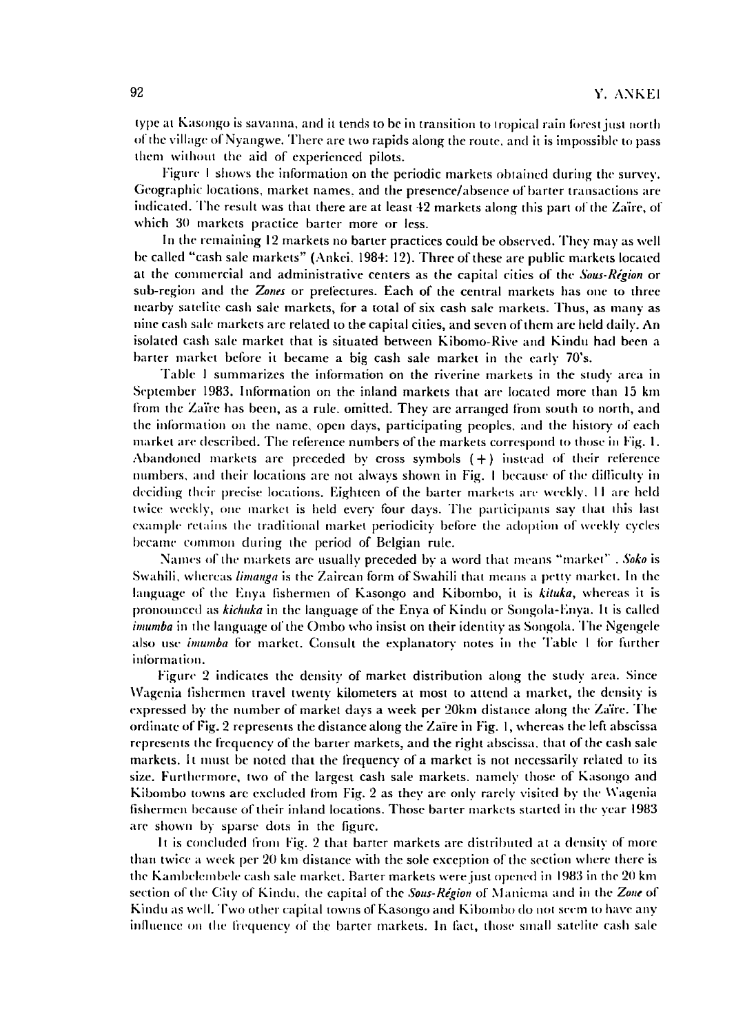type at Kasongo is savanna, and it tends to be in transition to tropical rain forest just north of the village of Nyangwe. There are two rapids along the route, and it is impossible to pass them without the aid of experienced pilots.

Figure 1 shows the information on the periodic markets obtained during the survey. Geographic locations, market names, and the presence/absence of barter transactions are indicated. The result was that there are at least 42 markets along this part of the Zaïre, of which 30 markets practice barter more or less.

In the remaining 12 markets no barter practices could be observed. They may as well be called "cash sale markets" (Ankei, 1984: 12). Three of these are public markets located at the commercial and administrative centers as the capital cities of the *Sous-Région* or sub-region and the *Zones* or prefectures. Each of the central markets has one to three nearby satelite cash sale markets, for a total of six cash sale markets. Thus, as many as nine cash sale markets are related to the capital cities, and seven of them are held daily. An isolated cash sale market that is situated between Kibomo-Rive and Kindu had been a barter market before it became a big cash sale market in the early 70's.

Table 1 summarizes the information on the riverine markets in the study area in September 1983. Information on the inland markets that are located more than 15 km from the Zaïre has been, as a rule, omitted. They are arranged from south to north, and the information on the name, open days, participating peoples, and the history of each market are described. The reference numbers of the markets correspond to those in Fig. 1. Abandoned markets are preceded by cross symbols (+) instead of their reference numbers, and their locations are not always shown in Fig. 1 because of the difficulty in deciding their precise locations. Eighteen of the barter markets are weekly, 11 are held twice weekly, one market is held every four days. The participants say that this last example retains the traditional market periodicity before the adoption of weekly cycles became common during the period of Belgian rule.

Names of the markets are usually preceded by a word that means "market". *Soko* is Swahili, whereas *limanga* is the Zairean form of Swahili that means a petty market. In the language of the Enya fishermen of Kasongo and Kibombo, it is *kituka*, whereas it is pronounced as *kichuka* in the language of the Enya of Kindu or Songola-Enya. It is called *imumba* in the language of the Ombo who insist on their identity as Songola. The Ngengele also use *imumba* for market. Consult the explanatory notes in the Table 1 for further information.

Figure 2 indicates the density of market distribution along the study area. Since Wagenia fishermen travel twenty kilometers at most to attend a market, the density is expressed by the number of market days a week per 20km distance along the Zaïre. The ordinate of Fig. 2 represents the distance along the Zaïre in Fig. 1, whereas the left abscissa represents the frequency of the barter markets, and the right abscissa, that of the cash sale markets. It must be noted that the frequency of a market is not necessarily related to its size. Furthermore, two of the largest cash sale markets, namely those of Kasongo and Kibombo towns are excluded from Fig. 2 as they are only rarely visited by the Wagenia fishermen because of their inland locations. Those barter markets started in the year 1983 are shown by sparse dots in the figure.

It is concluded from Fig. 2 that barter markets are distributed at a density of more than twice a week per 20 km distance with the sole exception of the section where there is the Kambelembele cash sale market. Barter markets were just opened in 1983 in the 20 km section of the City of Kindu, the capital of the *Sous-Région* of Maniema and in the *Zone* of Kindu as well. Two other capital towns of Kasongo and Kibombo do not seem to have any influence on the frequency of the barter markets. In fact, those small satelite cash sale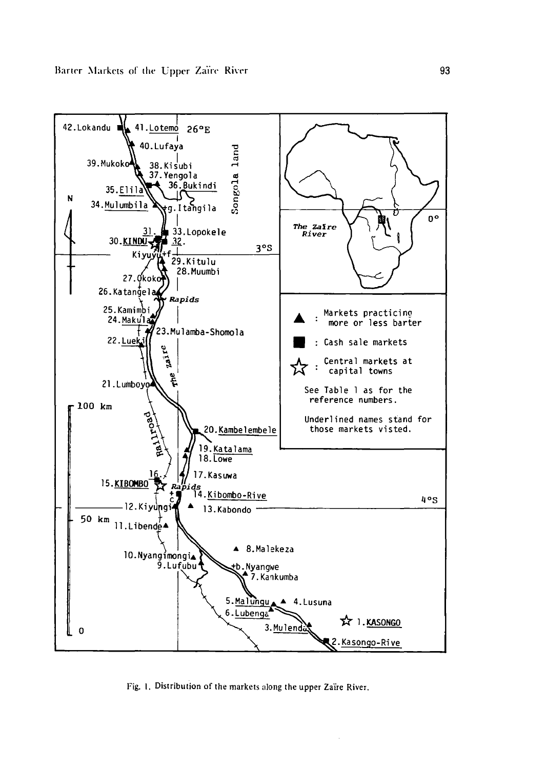Fig. 1. Distribution of the markets along the upper Zaïre River.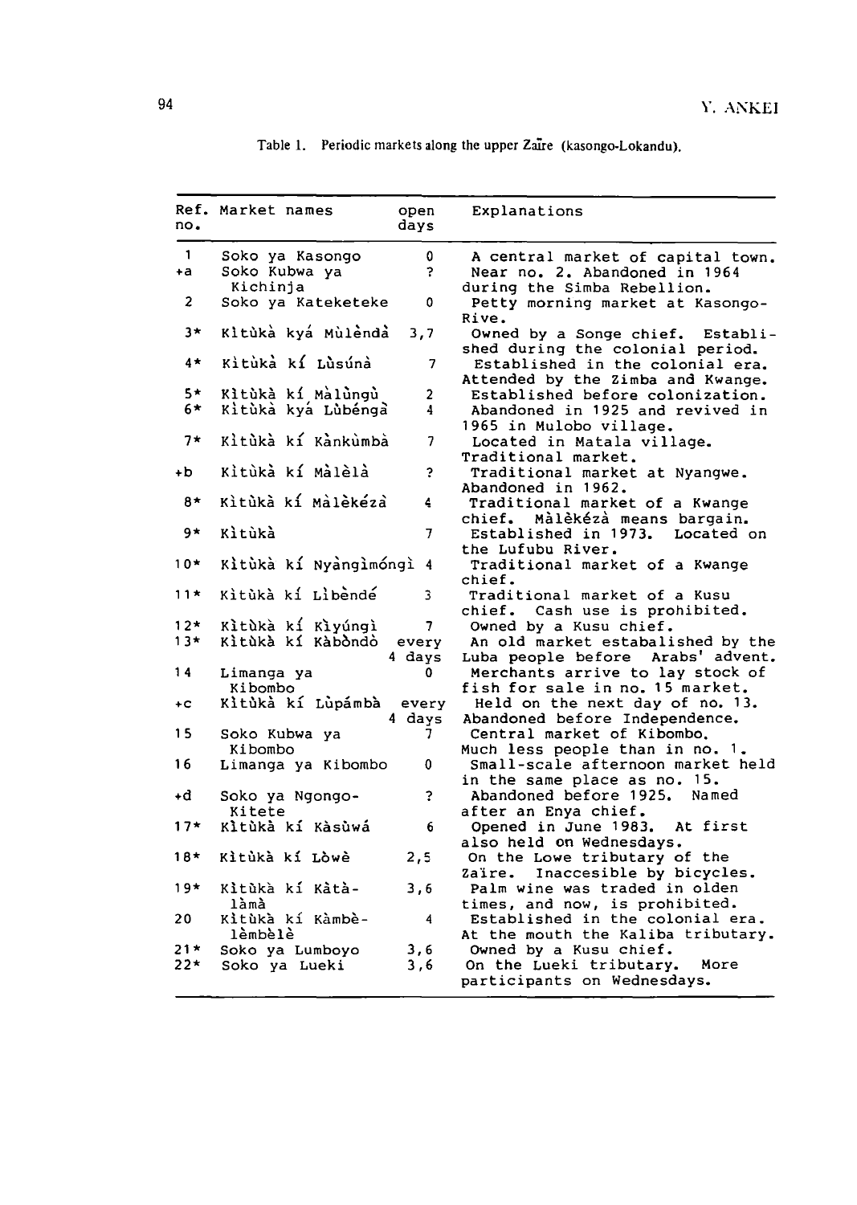Table 1. Periodic markets along the upper Zaïre (kasongo-Lokandu).

| Ref. no. | Market names | open days | Explanations |
|---|---|---|---|
| 1 | Soko ya Kasongo | 0 | A central market of capital town. |
| +a | Soko Kubwa ya Kichinja | ? | Near no. 2. Abandoned in 1964 during the Simba Rebellion. |
| 2 | Soko ya Kateketeke | 0 | Petty morning market at Kasongo-Rive. |
| 3* | Kìtùkà kyá Mùlèndà | 3,7 | Owned by a Songe chief. Established during the colonial period. |
| 4* | Kìtùkà kí Lùsúnà | 7 | Established in the colonial era. Attended by the Zimba and Kwange. |
| 5* | Kìtùkà kí Màlùngù | 2 | Established before colonization. |
| 6* | Kìtùkà kyá Lùbéngà | 4 | Abandoned in 1925 and revived in 1965 in Mulobo village. |
| 7* | Kìtùkà kí Kànkùmbà | 7 | Located in Matala village. Traditional market. |
| +b | Kìtùkà kí Màlèlà | ? | Traditional market at Nyangwe. Abandoned in 1962. |
| 8* | Kìtùkà kí Màlèkézà | 4 | Traditional market of a Kwange chief. Màlèkézà means bargain. |
| 9* | Kìtùkà | 7 | Established in 1973. Located on the Lufubu River. |
| 10* | Kìtùkà kí Nyàngìmóngì | 4 | Traditional market of a Kwange chief. |
| 11* | Kìtùkà kí Lìbèndé | 3 | Traditional market of a Kusu chief. Cash use is prohibited. |
| 12* | Kìtùkà kí Kìyúngì | 7 | Owned by a Kusu chief. |
| 13* | Kìtùkà kí Kàbòndò | every 4 days | An old market estabalished by the Luba people before Arabs' advent. |
| 14 | Limanga ya Kibombo | 0 | Merchants arrive to lay stock of fish for sale in no. 15 market. |
| +c | Kìtùkà kí Lùpámbà | every 4 days | Held on the next day of no. 13. Abandoned before Independence. |
| 15 | Soko Kubwa ya Kibombo | 7 | Central market of Kibombo. Much less people than in no. 1. |
| 16 | Limanga ya Kibombo | 0 | Small-scale afternoon market held in the same place as no. 15. |
| +d | Soko ya Ngongo-Kitete | ? | Abandoned before 1925. Named after an Enya chief. |
| 17* | Kìtùkà kí Kàsùwá | 6 | Opened in June 1983. At first also held on Wednesdays. |
| 18* | Kìtùkà kí Lòwè | 2,5 | On the Lowe tributary of the Zaïre. Inaccesible by bicycles. |
| 19* | Kìtùkà kí Kàtà-làmà | 3,6 | Palm wine was traded in olden times, and now, is prohibited. |
| 20 | Kìtùkà kí Kàmbè-lèmbèlè | 4 | Established in the colonial era. At the mouth the Kaliba tributary. |
| 21* | Soko ya Lumboyo | 3,6 | Owned by a Kusu chief. |
| 22* | Soko ya Lueki | 3,6 | On the Lueki tributary. More participants on Wednesdays. |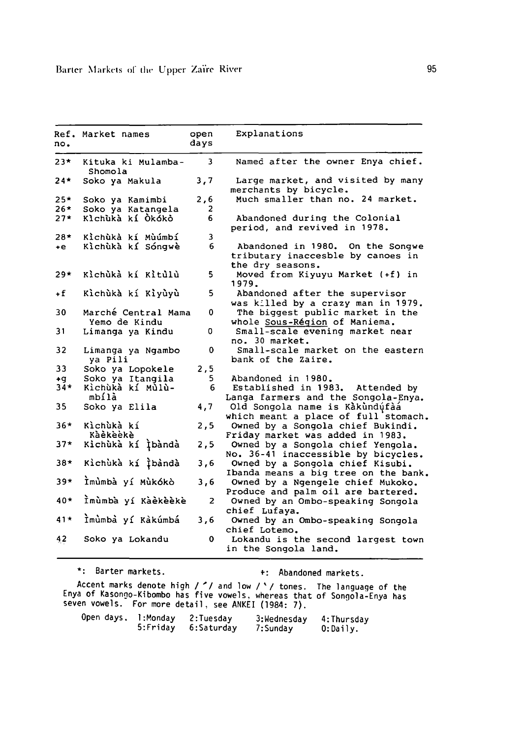| Ref. no. | Market names | open days | Explanations |
|---|---|---|---|
| 23* | Kituka ki Mulamba-Shomola | 3 | Named after the owner Enya chief. |
| 24* | Soko ya Makula | 3,7 | Large market, and visited by many merchants by bicycle. |
| 25* | Soko ya Kamimbi | 2,6 | Much smaller than no. 24 market. |
| 26* | Soko ya Katangela | 2 | |
| 27* | Kìchùkà kí Òkókò | 6 | Abandoned during the Colonial period, and revived in 1978. |
| 28* | Kìchùkà kí Mùúmbí | 3 | |
| +e | Kìchùkà kí Sóngwè | 6 | Abandoned in 1980. On the Songwe tributary inaccesble by canoes in the dry seasons. |
| 29* | Kìchùkà kí Kìtùlù | 5 | Moved from Kiyuyu Market (+f) in 1979. |
| +f | Kìchùkà kí Kìyùyù | 5 | Abandoned after the supervisor was killed by a crazy man in 1979. |
| 30 | Marché Central Mama Yemo de Kindu | 0 | The biggest public market in the whole Sous-Région of Maniema. |
| 31 | Limanga ya Kindu | 0 | Small-scale evening market near no. 30 market. |
| 32 | Limanga ya Ngambo ya Pili | 0 | Small-scale market on the eastern bank of the Zaire. |
| 33 | Soko ya Lopokele | 2,5 | |
| +g | Soko ya Itangila | 5 | Abandoned in 1980. |
| 34* | Kìchùkà kí Mùlù-mbílà | 6 | Established in 1983. Attended by Langa farmers and the Songola-Enya. |
| 35 | Soko ya Elila | 4,7 | Old Songola name is Kàkùndụ́fàá which meant a place of full stomach. |
| 36* | Kìchùkà kí Kàèkèèkè | 2,5 | Owned by a Songola chief Bukindi. Friday market was added in 1983. |
| 37* | Kìchùkà kí Ịbàndà | 2,5 | Owned by a Songola chief Yengola. No. 36-41 inaccessible by bicycles. |
| 38* | Kìchùkà kí Ịbàndà | 3,6 | Owned by a Songola chief Kisubi. Ibanda means a big tree on the bank. |
| 39* | Ìmùmbà yí Mùkókò | 3,6 | Owned by a Ngengele chief Mukoko. Produce and palm oil are bartered. |
| 40* | Ìmùmbà yí Kàèkèèkè | 2 | Owned by an Ombo-speaking Songola chief Lufaya. |
| 41* | Ìmùmbà yí Kàkúmbá | 3,6 | Owned by an Ombo-speaking Songola chief Lotemo. |
| 42 | Soko ya Lokandu | 0 | Lokandu is the second largest town in the Songola land. |

*: Barter markets. +: Abandoned markets.

Accent marks denote high /´/ and low /`/ tones. The language of the Enya of Kasongo-Kibombo has five vowels, whereas that of Songola-Enya has seven vowels. For more detail, see ANKEI (1984: 7).

Open days. 1:Monday 2:Tuesday 3:Wednesday 4:Thursday 5:Friday 6:Saturday 7:Sunday 0:Daily.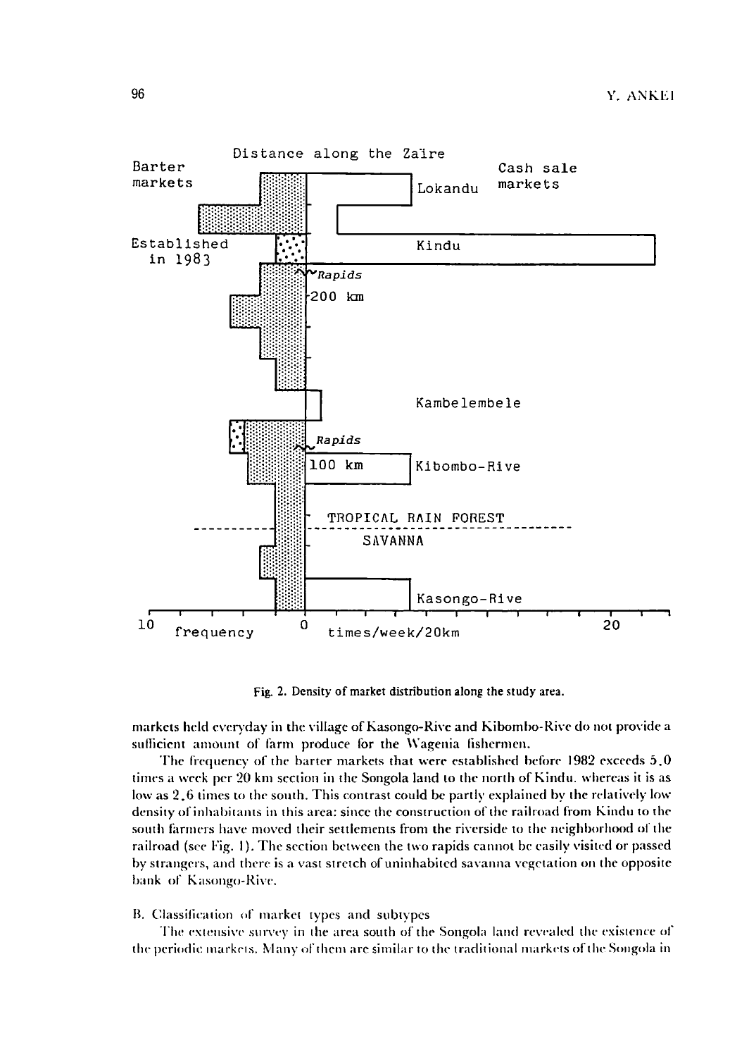Fig. 2. Density of market distribution along the study area.

markets held everyday in the village of Kasongo-Rive and Kibombo-Rive do not provide a sufficient amount of farm produce for the Wagenia fishermen.

The frequency of the barter markets that were established before 1982 exceeds 5.0 times a week per 20 km section in the Songola land to the north of Kindu, whereas it is as low as 2.6 times to the south. This contrast could be partly explained by the relatively low density of inhabitants in this area: since the construction of the railroad from Kindu to the south farmers have moved their settlements from the riverside to the neighborhood of the railroad (see Fig. 1). The section between the two rapids cannot be easily visited or passed by strangers, and there is a vast stretch of uninhabited savanna vegetation on the opposite bank of Kasongo-Rive.

### B. Classification of market types and subtypes

The extensive survey in the area south of the Songola land revealed the existence of the periodic markets. Many of them are similar to the traditional markets of the Songola in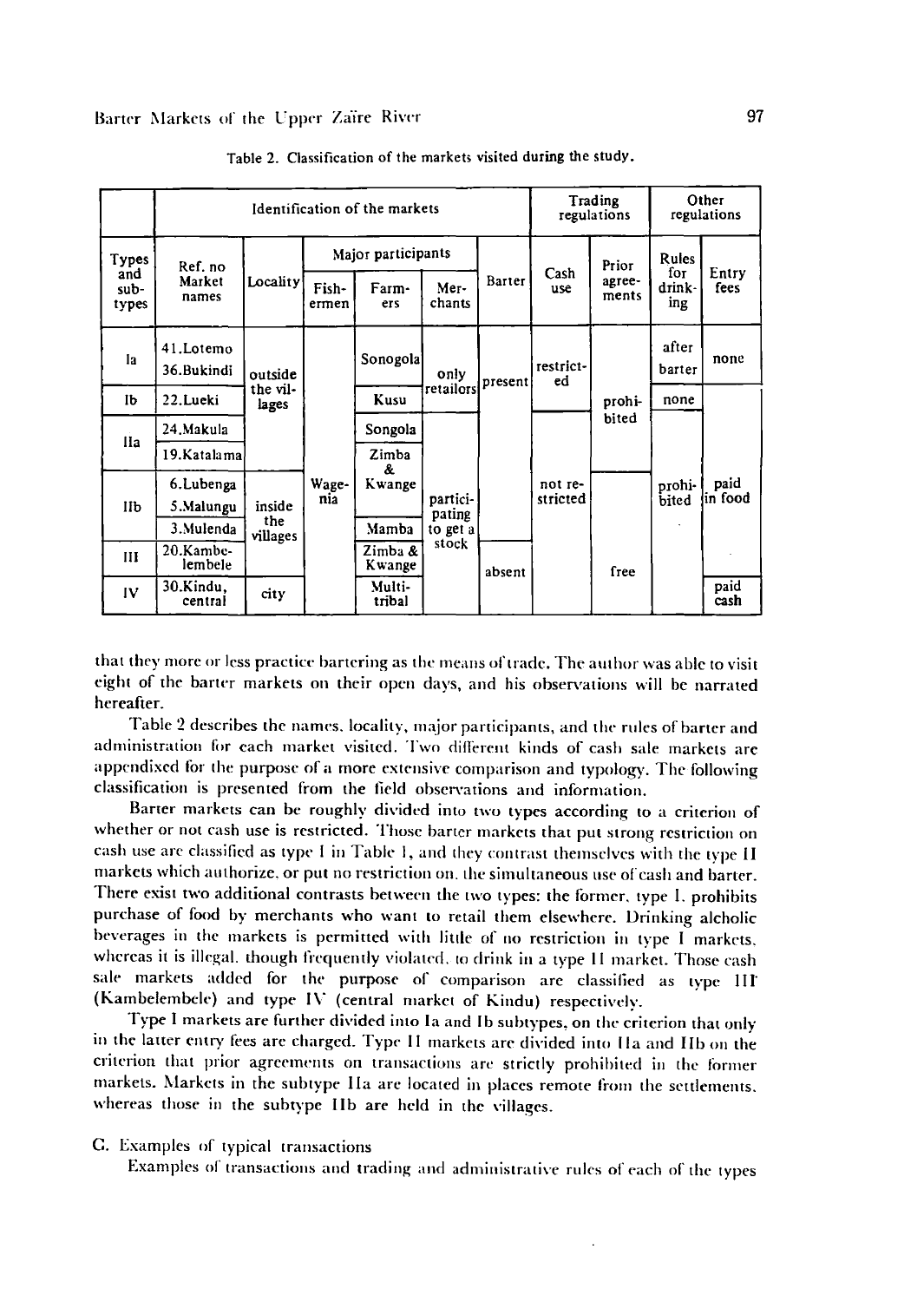Table 2. Classification of the markets visited during the study.

| Types and sub-types | Ref. no Market names | Locality | Fishermen | Farmers | Merchants | Barter | Cash use | Prior agreements | Rules for drinking | Entry fees |
|---|---|---|---|---|---|---|---|---|---|---|
| | Identification of the markets | | | | | | Trading regulations | | Other regulations | |
| | | | Major participants | | | | | | | |
| Ia | 41.Lotemo | outside the villages | Wagenia | Sonogola | only retailors | present | restricted | prohibited | after barter | none |
| | 36.Bukindi | | | | | | | | | |
| Ib | 22.Lueki | | | Kusu | | | | | none | paid in food |
| IIa | 24.Makula | | | Songola | participating to get a stock | | not restricted | | prohibited | |
| | 19.Katalama | | | Zimba & Kwange | | | | | | |
| IIb | 6.Lubenga | inside the villages | | | | | | free | | |
| | 5.Malungu | | | | | | | | | |
| | 3.Mulenda | | | Mamba | | | | | | |
| III | 20.Kambelembele | | | Zimba & Kwange | | absent | | | | |
| IV | 30.Kindu, central | city | | Multi-tribal | | | | | | paid cash |

that they more or less practice bartering as the means of trade. The author was able to visit eight of the barter markets on their open days, and his observations will be narrated hereafter.

Table 2 describes the names, locality, major participants, and the rules of barter and administration for each market visited. Two different kinds of cash sale markets are appendixed for the purpose of a more extensive comparison and typology. The following classification is presented from the field observations and information.

Barter markets can be roughly divided into two types according to a criterion of whether or not cash use is restricted. Those barter markets that put strong restriction on cash use are classified as type I in Table 1, and they contrast themselves with the type II markets which authorize, or put no restriction on, the simultaneous use of cash and barter. There exist two additional contrasts between the two types: the former, type I, prohibits purchase of food by merchants who want to retail them elsewhere. Drinking alcholic beverages in the markets is permitted with little of no restriction in type I markets, whereas it is illegal, though frequently violated, to drink in a type II market. Those cash sale markets added for the purpose of comparison are classified as type III (Kambelembele) and type IV (central market of Kindu) respectively.

Type I markets are further divided into Ia and Ib subtypes, on the criterion that only in the latter entry fees are charged. Type II markets are divided into IIa and IIb on the criterion that prior agreements on transactions are strictly prohibited in the former markets. Markets in the subtype IIa are located in places remote from the settlements, whereas those in the subtype IIb are held in the villages.

## C. Examples of typical transactions

Examples of transactions and trading and administrative rules of each of the types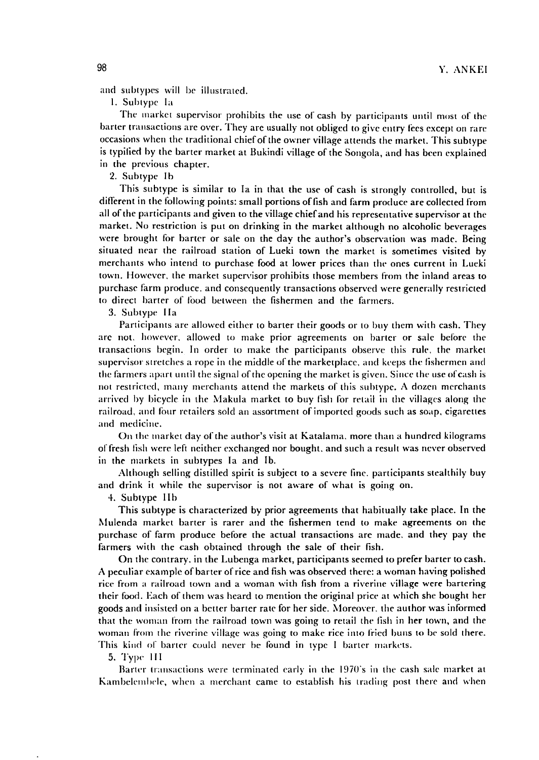and subtypes will be illustrated.

1. Subtype Ia

The market supervisor prohibits the use of cash by participants until most of the barter transactions are over. They are usually not obliged to give entry fees except on rare occasions when the traditional chief of the owner village attends the market. This subtype is typified by the barter market at Bukindi village of the Songola, and has been explained in the previous chapter.

2. Subtype Ib

This subtype is similar to Ia in that the use of cash is strongly controlled, but is different in the following points: small portions of fish and farm produce are collected from all of the participants and given to the village chief and his representative supervisor at the market. No restriction is put on drinking in the market although no alcoholic beverages were brought for barter or sale on the day the author's observation was made. Being situated near the railroad station of Lueki town the market is sometimes visited by merchants who intend to purchase food at lower prices than the ones current in Lueki town. However, the market supervisor prohibits those members from the inland areas to purchase farm produce, and consequently transactions observed were generally restricted to direct barter of food between the fishermen and the farmers.

3. Subtype IIa

Participants are allowed either to barter their goods or to buy them with cash. They are not, however, allowed to make prior agreements on barter or sale before the transactions begin. In order to make the participants observe this rule, the market supervisor stretches a rope in the middle of the marketplace, and keeps the fishermen and the farmers apart until the signal of the opening the market is given. Since the use of cash is not restricted, many merchants attend the markets of this subtype. A dozen merchants arrived by bicycle in the Makula market to buy fish for retail in the villages along the railroad, and four retailers sold an assortment of imported goods such as soap, cigarettes and medicine.

On the market day of the author's visit at Katalama, more than a hundred kilograms of fresh fish were left neither exchanged nor bought, and such a result was never observed in the markets in subtypes Ia and Ib.

Although selling distilled spirit is subject to a severe fine, participants stealthily buy and drink it while the supervisor is not aware of what is going on.

4. Subtype IIb

This subtype is characterized by prior agreements that habitually take place. In the Mulenda market barter is rarer and the fishermen tend to make agreements on the purchase of farm produce before the actual transactions are made, and they pay the farmers with the cash obtained through the sale of their fish.

On the contrary, in the Lubenga market, participants seemed to prefer barter to cash. A peculiar example of barter of rice and fish was observed there: a woman having polished rice from a railroad town and a woman with fish from a riverine village were bartering their food. Each of them was heard to mention the original price at which she bought her goods and insisted on a better barter rate for her side. Moreover, the author was informed that the woman from the railroad town was going to retail the fish in her town, and the woman from the riverine village was going to make rice into fried buns to be sold there. This kind of barter could never be found in type I barter markets.

5. Type III

Barter transactions were terminated early in the 1970's in the cash sale market at Kambelembele, when a merchant came to establish his trading post there and when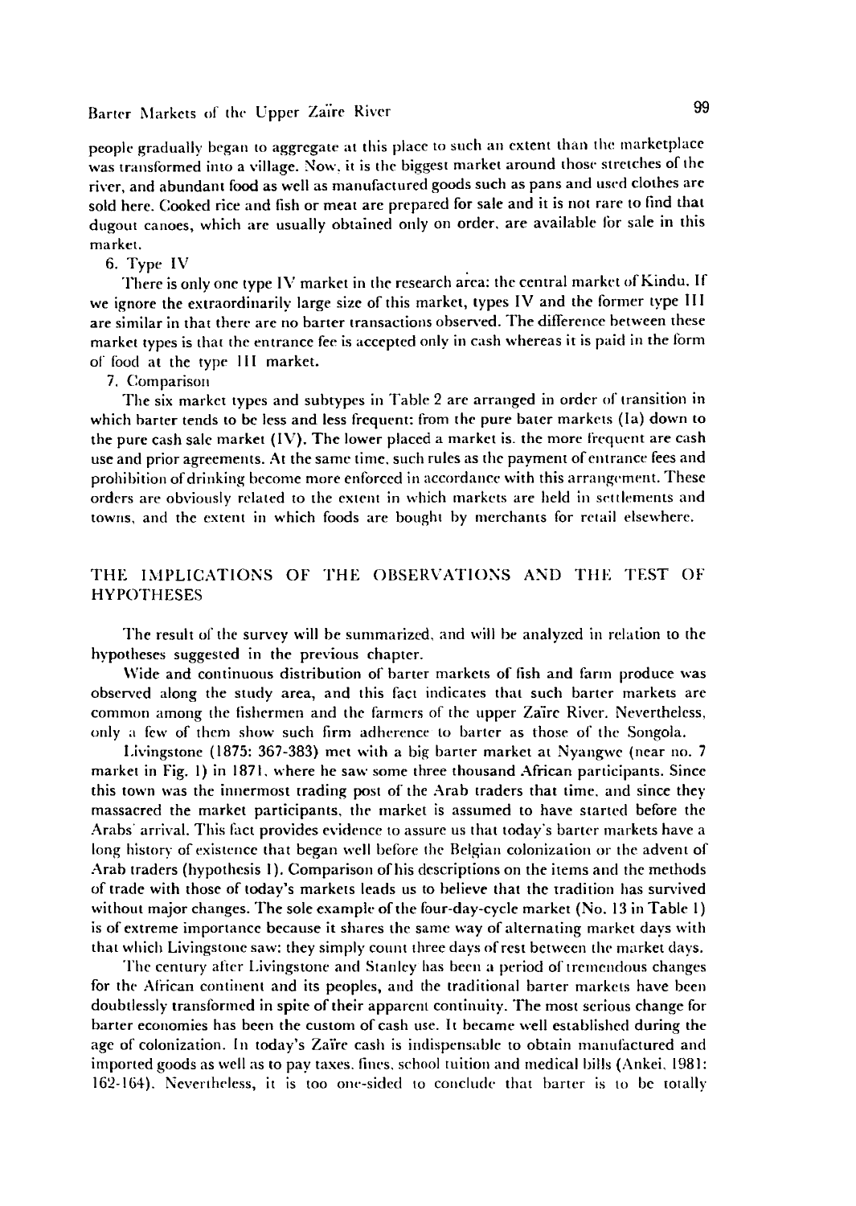people gradually began to aggregate at this place to such an extent than the marketplace was transformed into a village. Now, it is the biggest market around those stretches of the river, and abundant food as well as manufactured goods such as pans and used clothes are sold here. Cooked rice and fish or meat are prepared for sale and it is not rare to find that dugout canoes, which are usually obtained only on order, are available for sale in this market.

6. Type IV

There is only one type IV market in the research area: the central market of Kindu. If we ignore the extraordinarily large size of this market, types IV and the former type III are similar in that there are no barter transactions observed. The difference between these market types is that the entrance fee is accepted only in cash whereas it is paid in the form of food at the type III market.

7. Comparison

The six market types and subtypes in Table 2 are arranged in order of transition in which barter tends to be less and less frequent: from the pure bater markets (Ia) down to the pure cash sale market (IV). The lower placed a market is, the more frequent are cash use and prior agreements. At the same time, such rules as the payment of entrance fees and prohibition of drinking become more enforced in accordance with this arrangement. These orders are obviously related to the extent in which markets are held in settlements and towns, and the extent in which foods are bought by merchants for retail elsewhere.

## THE IMPLICATIONS OF THE OBSERVATIONS AND THE TEST OF HYPOTHESES

The result of the survey will be summarized, and will be analyzed in relation to the hypotheses suggested in the previous chapter.

Wide and continuous distribution of barter markets of fish and farm produce was observed along the study area, and this fact indicates that such barter markets are common among the fishermen and the farmers of the upper Zaïre River. Nevertheless, only a few of them show such firm adherence to barter as those of the Songola.

Livingstone (1875: 367-383) met with a big barter market at Nyangwe (near no. 7 market in Fig. 1) in 1871, where he saw some three thousand African participants. Since this town was the innermost trading post of the Arab traders that time, and since they massacred the market participants, the market is assumed to have started before the Arabs' arrival. This fact provides evidence to assure us that today's barter markets have a long history of existence that began well before the Belgian colonization or the advent of Arab traders (hypothesis 1). Comparison of his descriptions on the items and the methods of trade with those of today's markets leads us to believe that the tradition has survived without major changes. The sole example of the four-day-cycle market (No. 13 in Table 1) is of extreme importance because it shares the same way of alternating market days with that which Livingstone saw: they simply count three days of rest between the market days.

The century after Livingstone and Stanley has been a period of tremendous changes for the African continent and its peoples, and the traditional barter markets have been doubtlessly transformed in spite of their apparent continuity. The most serious change for barter economies has been the custom of cash use. It became well established during the age of colonization. In today's Zaïre cash is indispensable to obtain manufactured and imported goods as well as to pay taxes, fines, school tuition and medical bills (Ankei, 1981: 162-164). Nevertheless, it is too one-sided to conclude that barter is to be totally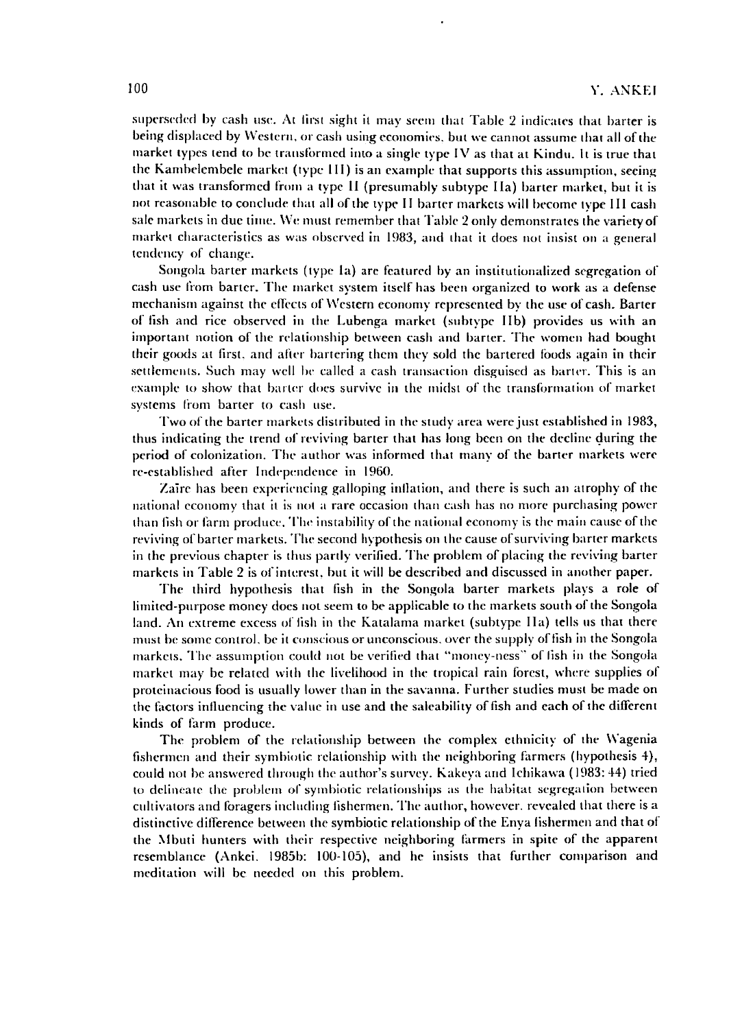superseded by cash use. At first sight it may seem that Table 2 indicates that barter is being displaced by Western, or cash using economies, but we cannot assume that all of the market types tend to be transformed into a single type IV as that at Kindu. It is true that the Kambelembele market (type III) is an example that supports this assumption, seeing that it was transformed from a type II (presumably subtype IIa) barter market, but it is not reasonable to conclude that all of the type II barter markets will become type III cash sale markets in due time. We must remember that Table 2 only demonstrates the variety of market characteristics as was observed in 1983, and that it does not insist on a general tendency of change.

Songola barter markets (type Ia) are featured by an institutionalized segregation of cash use from barter. The market system itself has been organized to work as a defense mechanism against the effects of Western economy represented by the use of cash. Barter of fish and rice observed in the Lubenga market (subtype IIb) provides us with an important notion of the relationship between cash and barter. The women had bought their goods at first, and after bartering them they sold the bartered foods again in their settlements. Such may well be called a cash transaction disguised as barter. This is an example to show that barter does survive in the midst of the transformation of market systems from barter to cash use.

Two of the barter markets distributed in the study area were just established in 1983, thus indicating the trend of reviving barter that has long been on the decline during the period of colonization. The author was informed that many of the barter markets were re-established after Independence in 1960.

Zaïre has been experiencing galloping inflation, and there is such an atrophy of the national economy that it is not a rare occasion than cash has no more purchasing power than fish or farm produce. The instability of the national economy is the main cause of the reviving of barter markets. The second hypothesis on the cause of surviving barter markets in the previous chapter is thus partly verified. The problem of placing the reviving barter markets in Table 2 is of interest, but it will be described and discussed in another paper.

The third hypothesis that fish in the Songola barter markets plays a role of limited-purpose money does not seem to be applicable to the markets south of the Songola land. An extreme excess of fish in the Katalama market (subtype IIa) tells us that there must be some control, be it conscious or unconscious, over the supply of fish in the Songola markets. The assumption could not be verified that "money-ness" of fish in the Songola market may be related with the livelihood in the tropical rain forest, where supplies of proteinacious food is usually lower than in the savanna. Further studies must be made on the factors influencing the value in use and the saleability of fish and each of the different kinds of farm produce.

The problem of the relationship between the complex ethnicity of the Wagenia fishermen and their symbiotic relationship with the neighboring farmers (hypothesis 4), could not be answered through the author's survey. Kakeya and Ichikawa (1983: 44) tried to delineate the problem of symbiotic relationships as the habitat segregation between cultivators and foragers including fishermen. The author, however, revealed that there is a distinctive difference between the symbiotic relationship of the Enya fishermen and that of the Mbuti hunters with their respective neighboring farmers in spite of the apparent resemblance (Ankei, 1985b: 100-105), and he insists that further comparison and meditation will be needed on this problem.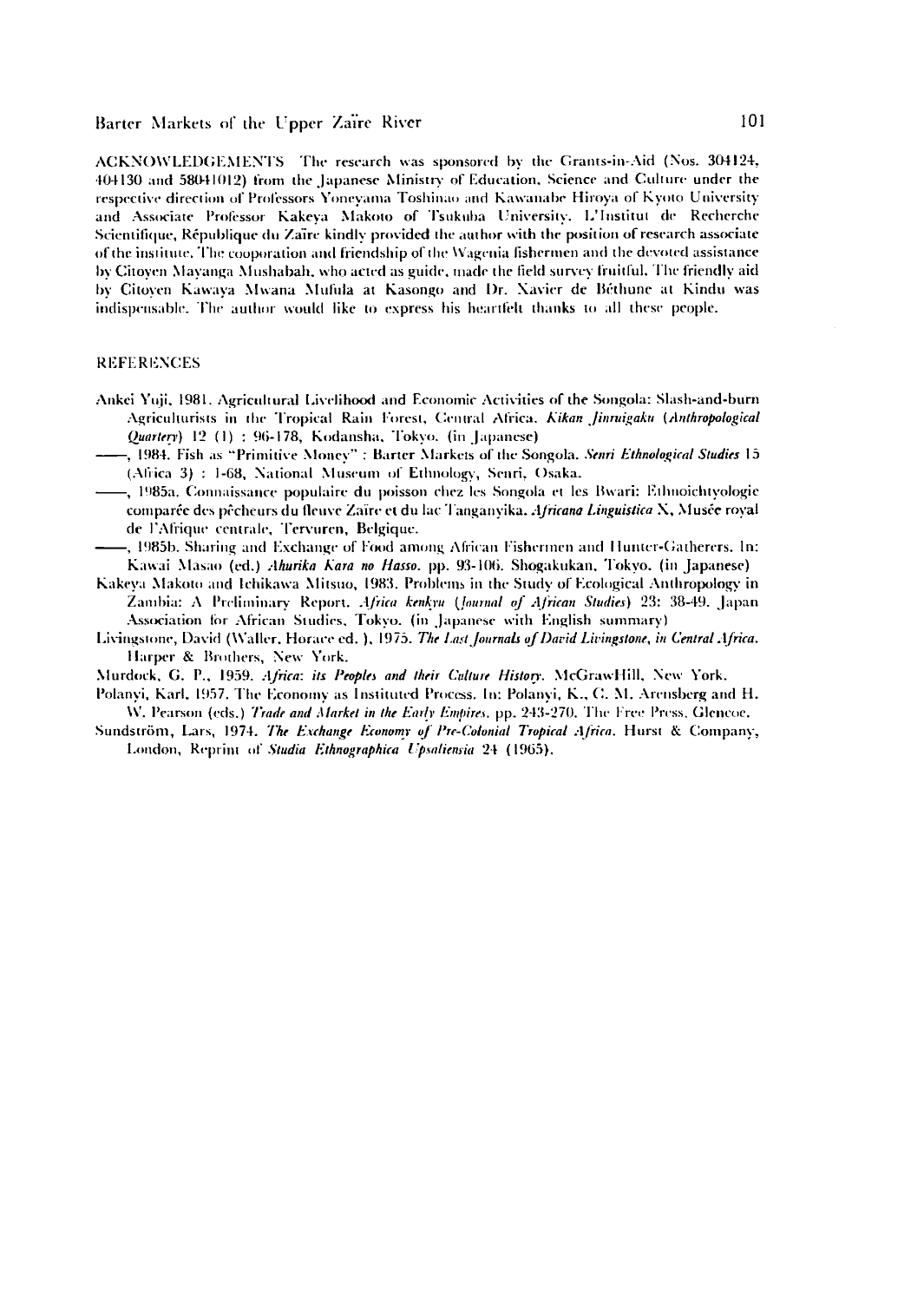ACKNOWLEDGEMENTS The research was sponsored by the Grants-in-Aid (Nos. 304124, 404130 and 58041012) from the Japanese Ministry of Education, Science and Culture under the respective direction of Professors Yoneyama Toshinao and Kawanabe Hiroya of Kyoto University and Associate Professor Kakeya Makoto of Tsukuba University. L'Institut de Recherche Scientifique, République du Zaïre kindly provided the author with the position of research associate of the institute. The cooperation and friendship of the Wagenia fishermen and the devoted assistance by Citoyen Mayanga Mushabah, who acted as guide, made the field survey fruitful. The friendly aid by Citoyen Kawaya Mwana Mufula at Kasongo and Dr. Xavier de Béthune at Kindu was indispensable. The author would like to express his heartfelt thanks to all these people.

## REFERENCES

Ankei Yuji, 1981. Agricultural Livelihood and Economic Activities of the Songola: Slash-and-burn Agriculturists in the Tropical Rain Forest, Central Africa. *Kikan Jinruigaku* (*Anthropological Quarterly*) 12 (1) : 96-178, Kodansha, Tokyo. (in Japanese)

——, 1984. Fish as "Primitive Money" : Barter Markets of the Songola. *Senri Ethnological Studies* 15 (Africa 3) : 1-68, National Museum of Ethnology, Senri, Osaka.

——, 1985a. Connaissance populaire du poisson chez les Songola et les Bwari: Ethnoichtyologie comparée des pêcheurs du fleuve Zaïre et du lac Tanganyika. *Africana Linguistica* X, Musée royal de l'Afrique centrale, Tervuren, Belgique.

——, 1985b. Sharing and Exchange of Food among African Fishermen and Hunter-Gatherers. In: Kawai Masao (ed.) *Ahurika Kara no Hasso*. pp. 93-106. Shogakukan, Tokyo. (in Japanese)

Kakeya Makoto and Ichikawa Mitsuo, 1983. Problems in the Study of Ecological Anthropology in Zambia: A Preliminary Report. *Africa kenkyu* (*Journal of African Studies*) 23: 38-49. Japan Association for African Studies, Tokyo. (in Japanese with English summary)

Livingstone, David (Waller, Horace ed. ), 1975. *The Last Journals of David Livingstone, in Central Africa*. Harper & Brothers, New York.

Murdock, G. P., 1959. *Africa: its Peoples and their Culture History*. McGrawHill, New York.

Polanyi, Karl, 1957. The Economy as Instituted Process. In: Polanyi, K., C. M. Arensberg and H. W. Pearson (eds.) *Trade and Market in the Early Empires*. pp. 243-270. The Free Press, Glencoe.

Sundström, Lars, 1974. *The Exchange Economy of Pre-Colonial Tropical Africa*. Hurst & Company, London, Reprint of *Studia Ethnographica Upsaliensia* 24 (1965).